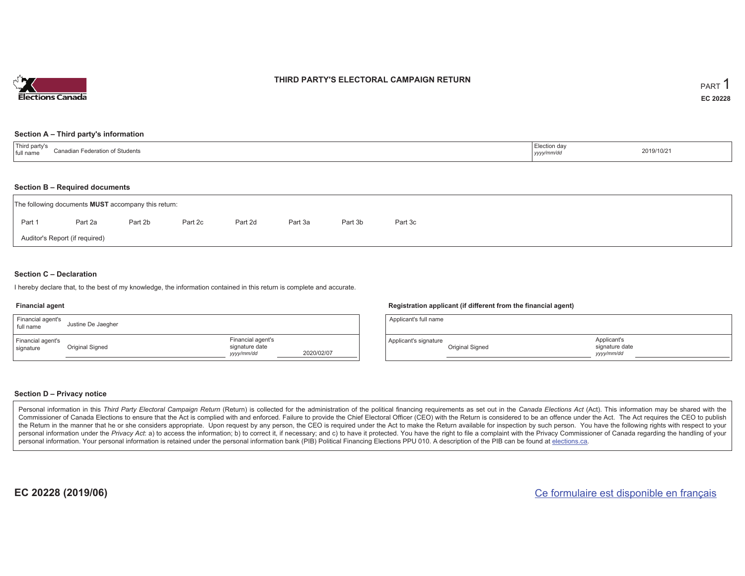Elections Canada

# THIRD PARTY'S ELECTORAL CAMPAIGN RETURN

PART 1

**EC 20228**

## Section A – Third party's information

| Third party's full name | Canadian Federation of Students | Election day *yyyy/mm/dd* | 2019/10/21 |
|---|---|---|---|

## Section B – Required documents

The following documents **MUST** accompany this return:

Part 1 Part 2a Part 2b Part 2c Part 2d Part 3a Part 3b Part 3c

Auditor's Report (if required)

## Section C – Declaration

I hereby declare that, to the best of my knowledge, the information contained in this return is complete and accurate.

### Financial agent

| Financial agent's full name | Justine De Jaegher | | |
|---|---|---|---|
| Financial agent's signature | Original Signed | Financial agent's signature date *yyyy/mm/dd* | 2020/02/07 |

### Registration applicant (if different from the financial agent)

| Applicant's full name | | | |
|---|---|---|---|
| Applicant's signature | Original Signed | Applicant's signature date *yyyy/mm/dd* | |

## Section D – Privacy notice

Personal information in this *Third Party Electoral Campaign Return* (Return) is collected for the administration of the political financing requirements as set out in the *Canada Elections Act* (Act). This information may be shared with the Commissioner of Canada Elections to ensure that the Act is complied with and enforced. Failure to provide the Chief Electoral Officer (CEO) with the Return is considered to be an offence under the Act. The Act requires the CEO to publish the Return in the manner that he or she considers appropriate. Upon request by any person, the CEO is required under the Act to make the Return available for inspection by such person. You have the following rights with respect to your personal information under the *Privacy Act*: a) to access the information; b) to correct it, if necessary; and c) to have it protected. You have the right to file a complaint with the Privacy Commissioner of Canada regarding the handling of your personal information. Your personal information is retained under the personal information bank (PIB) Political Financing Elections PPU 010. A description of the PIB can be found at elections.ca.

**EC 20228 (2019/06)**

Ce formulaire est disponible en français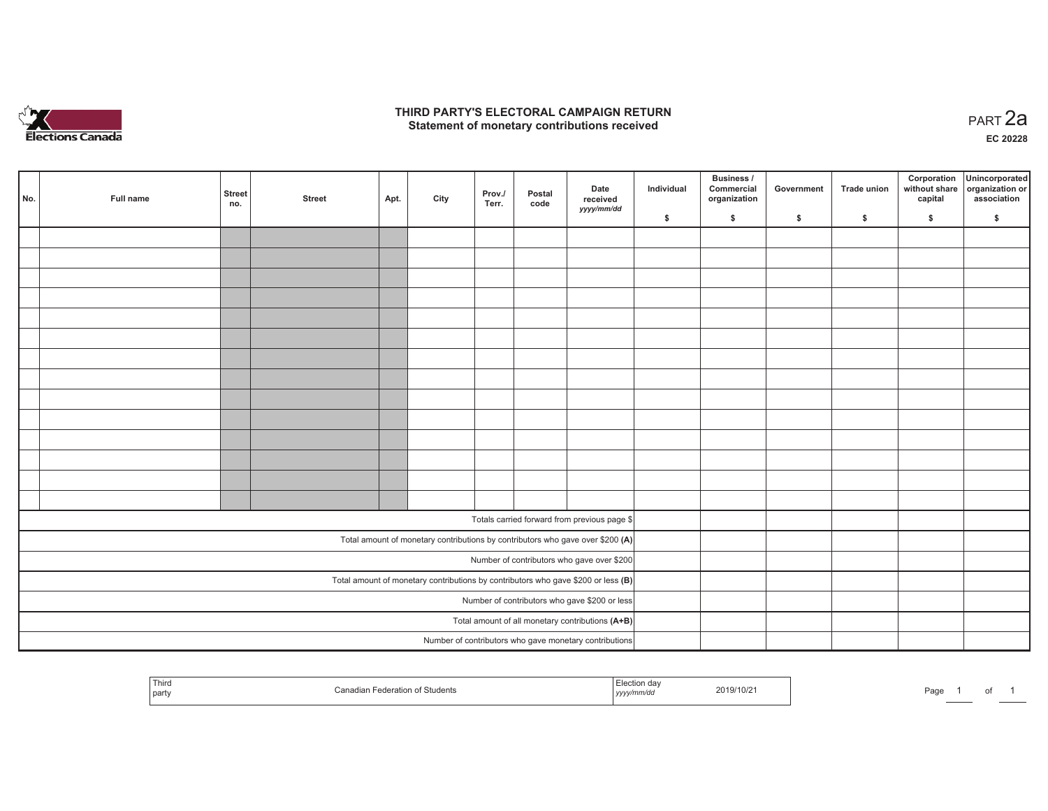# THIRD PARTY'S ELECTORAL CAMPAIGN RETURN
## Statement of monetary contributions received

PART 2a

EC 20228

| No. | Full name | Street no. | Street | Apt. | City | Prov./ Terr. | Postal code | Date received yyyy/mm/dd | Individual $ | Business / Commercial organization $ | Government $ | Trade union $ | Corporation without share capital $ | Unincorporated organization or association $ |
|---|---|---|---|---|---|---|---|---|---|---|---|---|---|---|
| | | | | | | | | | | | | | | |
| | | | | | | | | | | | | | | |
| | | | | | | | | | | | | | | |
| | | | | | | | | | | | | | | |
| | | | | | | | | | | | | | | |
| | | | | | | | | | | | | | | |
| | | | | | | | | | | | | | | |
| | | | | | | | | | | | | | | |
| | | | | | | | | | | | | | | |
| | | | | | | | | | | | | | | |
| | | | | | | | | | | | | | | |
| | | | | | | | | | | | | | | |
| | | | | | | | | | | | | | | |
| | | | | | | | | | | | | | | |
| Totals carried forward from previous page $ | | | | | | | | | | | | | | |
| Total amount of monetary contributions by contributors who gave over $200 **(A)** | | | | | | | | | | | | | | |
| Number of contributors who gave over $200 | | | | | | | | | | | | | | |
| Total amount of monetary contributions by contributors who gave $200 or less **(B)** | | | | | | | | | | | | | | |
| Number of contributors who gave $200 or less | | | | | | | | | | | | | | |
| Total amount of all monetary contributions **(A+B)** | | | | | | | | | | | | | | |
| Number of contributors who gave monetary contributions | | | | | | | | | | | | | | |

| Third party | Canadian Federation of Students | Election day yyyy/mm/dd | 2019/10/21 |
|---|---|---|---|

Page 1 of 1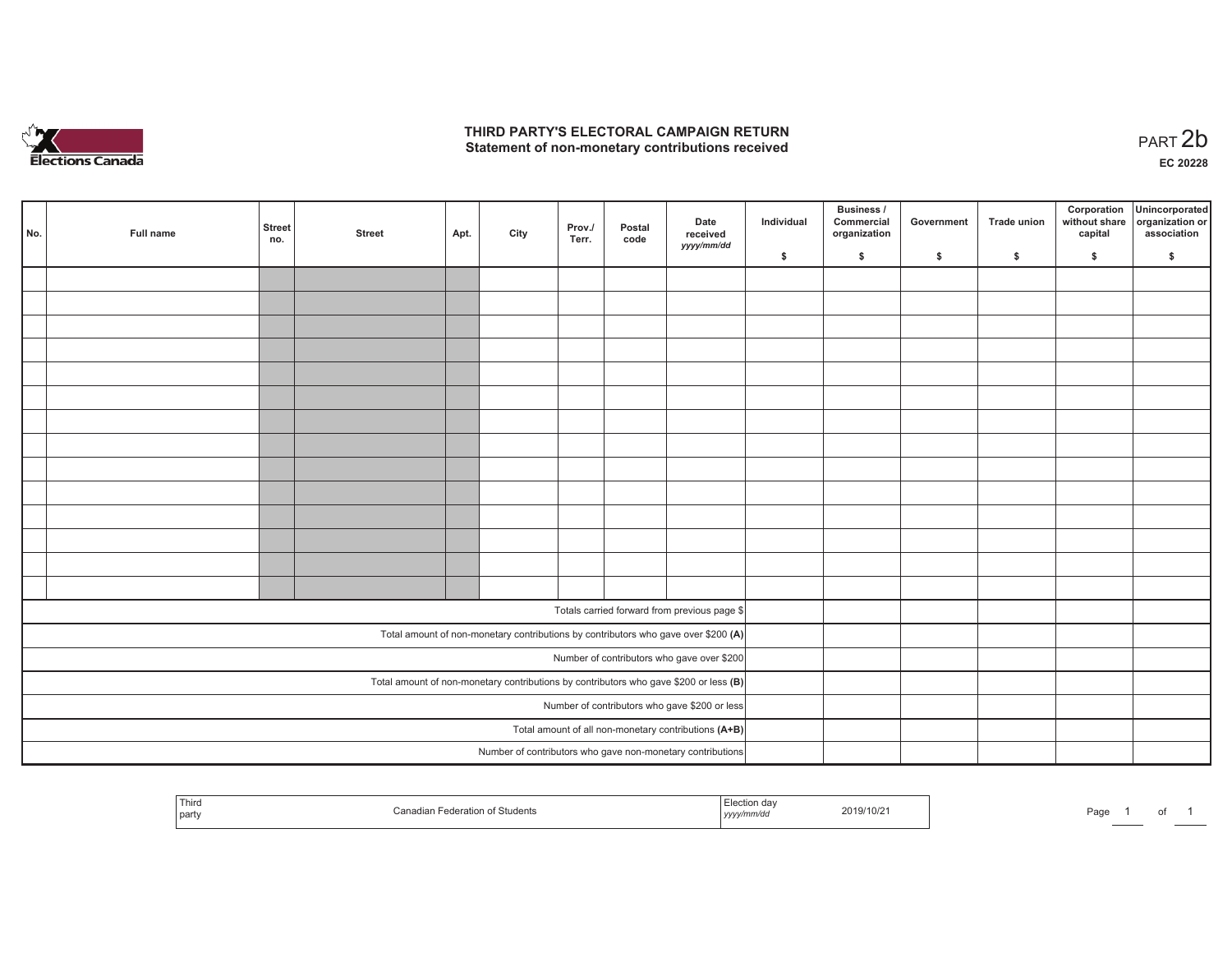# THIRD PARTY'S ELECTORAL CAMPAIGN RETURN
## Statement of non-monetary contributions received

PART 2b

EC 20228

| No. | Full name | Street no. | Street | Apt. | City | Prov./ Terr. | Postal code | Date received yyyy/mm/dd | Individual $ | Business / Commercial organization $ | Government $ | Trade union $ | Corporation without share capital $ | Unincorporated organization or association $ |
|---|---|---|---|---|---|---|---|---|---|---|---|---|---|---|
| | | | | | | | | | | | | | | |
| | | | | | | | | | | | | | | |
| | | | | | | | | | | | | | | |
| | | | | | | | | | | | | | | |
| | | | | | | | | | | | | | | |
| | | | | | | | | | | | | | | |
| | | | | | | | | | | | | | | |
| | | | | | | | | | | | | | | |
| | | | | | | | | | | | | | | |
| | | | | | | | | | | | | | | |
| | | | | | | | | | | | | | | |
| | | | | | | | | | | | | | | |
| | | | | | | | | | | | | | | |
| | | | | | | | | | | | | | | |
| Totals carried forward from previous page $ | | | | | | | | | | | | | | |
| Total amount of non-monetary contributions by contributors who gave over $200 (A) | | | | | | | | | | | | | | |
| Number of contributors who gave over $200 | | | | | | | | | | | | | | |
| Total amount of non-monetary contributions by contributors who gave $200 or less (B) | | | | | | | | | | | | | | |
| Number of contributors who gave $200 or less | | | | | | | | | | | | | | |
| Total amount of all non-monetary contributions (A+B) | | | | | | | | | | | | | | |
| Number of contributors who gave non-monetary contributions | | | | | | | | | | | | | | |

| Third party | Canadian Federation of Students | Election day yyyy/mm/dd | 2019/10/21 |
|---|---|---|---|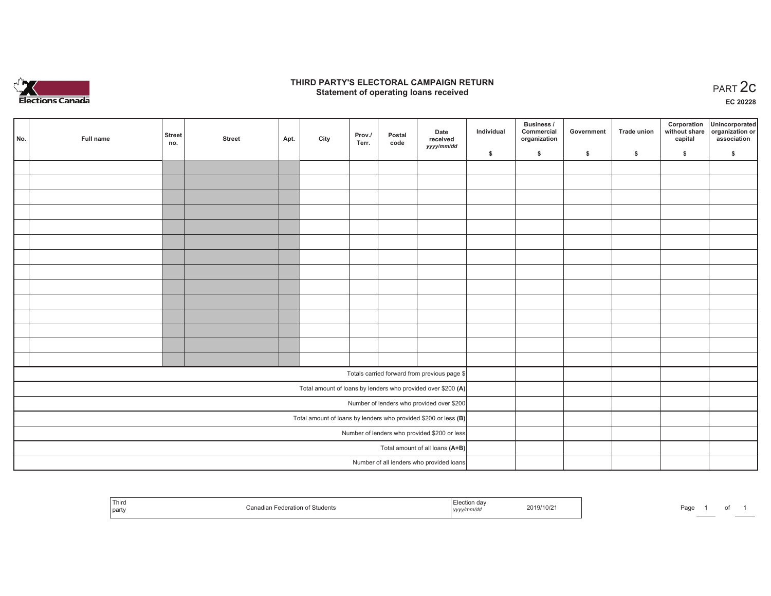# THIRD PARTY'S ELECTORAL CAMPAIGN RETURN
## Statement of operating loans received

PART 2c

EC 20228

| No. | Full name | Street no. | Street | Apt. | City | Prov./ Terr. | Postal code | Date received yyyy/mm/dd | Individual $ | Business / Commercial organization $ | Government $ | Trade union $ | Corporation without share capital $ | Unincorporated organization or association $ |
|---|---|---|---|---|---|---|---|---|---|---|---|---|---|---|
| | | | | | | | | | | | | | | |
| | | | | | | | | | | | | | | |
| | | | | | | | | | | | | | | |
| | | | | | | | | | | | | | | |
| | | | | | | | | | | | | | | |
| | | | | | | | | | | | | | | |
| | | | | | | | | | | | | | | |
| | | | | | | | | | | | | | | |
| | | | | | | | | | | | | | | |
| | | | | | | | | | | | | | | |
| | | | | | | | | | | | | | | |
| | | | | | | | | | | | | | | |
| | | | | | | | | | | | | | | |
| | | | | | | | | | | | | | | |
| Totals carried forward from previous page $ | | | | | | | | | | | | | | |
| Total amount of loans by lenders who provided over $200 **(A)** | | | | | | | | | | | | | | |
| Number of lenders who provided over $200 | | | | | | | | | | | | | | |
| Total amount of loans by lenders who provided $200 or less **(B)** | | | | | | | | | | | | | | |
| Number of lenders who provided $200 or less | | | | | | | | | | | | | | |
| Total amount of all loans **(A+B)** | | | | | | | | | | | | | | |
| Number of all lenders who provided loans | | | | | | | | | | | | | | |

| Third party | Canadian Federation of Students | Election day yyyy/mm/dd | 2019/10/21 |
|---|---|---|---|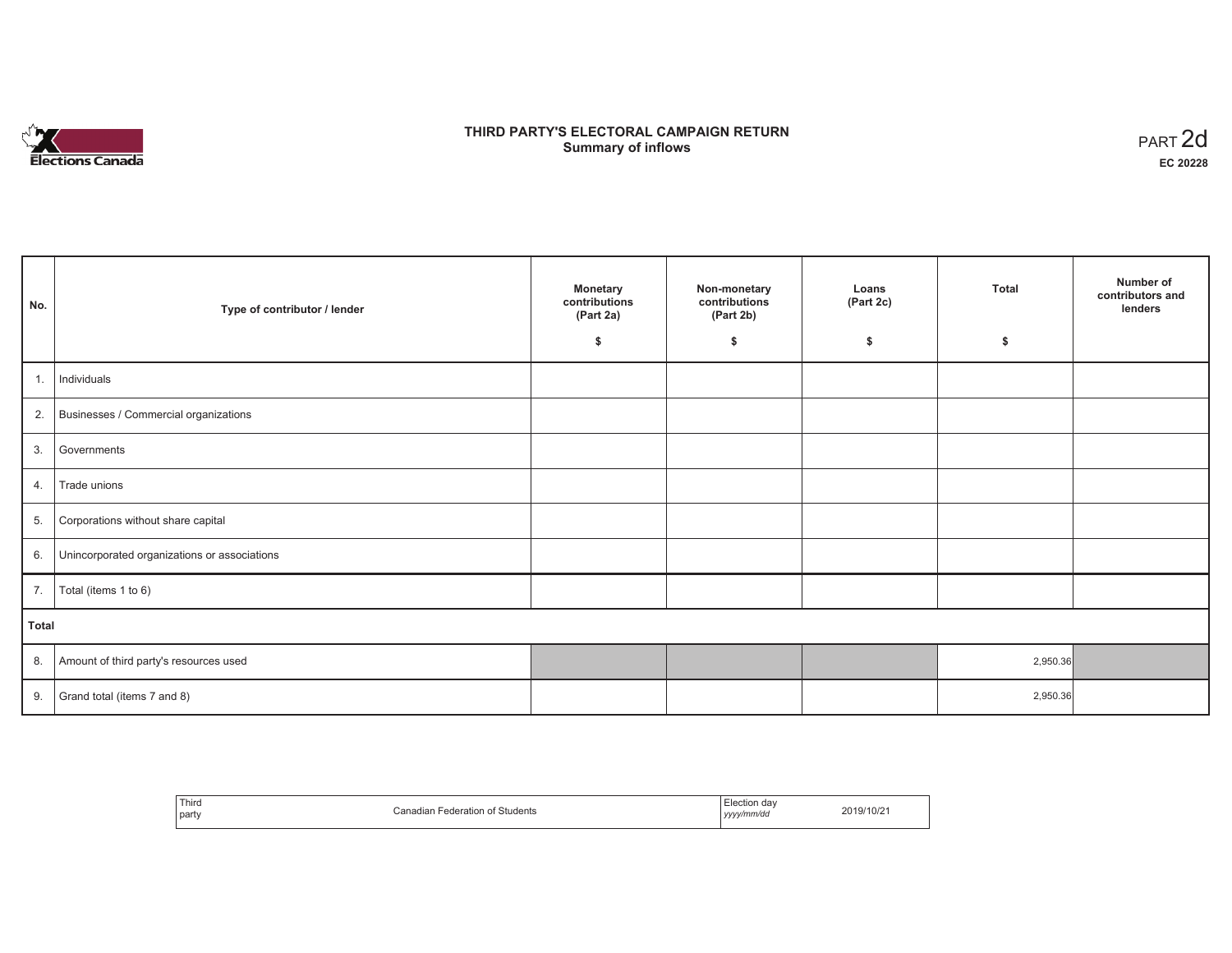# THIRD PARTY'S ELECTORAL CAMPAIGN RETURN
## Summary of inflows

PART 2d

**EC 20228**

| No. | Type of contributor / lender | Monetary contributions (Part 2a) $ | Non-monetary contributions (Part 2b) $ | Loans (Part 2c) $ | Total $ | Number of contributors and lenders |
|---|---|---|---|---|---|---|
| 1. | Individuals | | | | | |
| 2. | Businesses / Commercial organizations | | | | | |
| 3. | Governments | | | | | |
| 4. | Trade unions | | | | | |
| 5. | Corporations without share capital | | | | | |
| 6. | Unincorporated organizations or associations | | | | | |
| 7. | Total (items 1 to 6) | | | | | |
| **Total** | | | | | | |
| 8. | Amount of third party's resources used | | | | 2,950.36 | |
| 9. | Grand total (items 7 and 8) | | | | 2,950.36 | |

| Third party | Canadian Federation of Students | Election day *yyyy/mm/dd* | 2019/10/21 |
|---|---|---|---|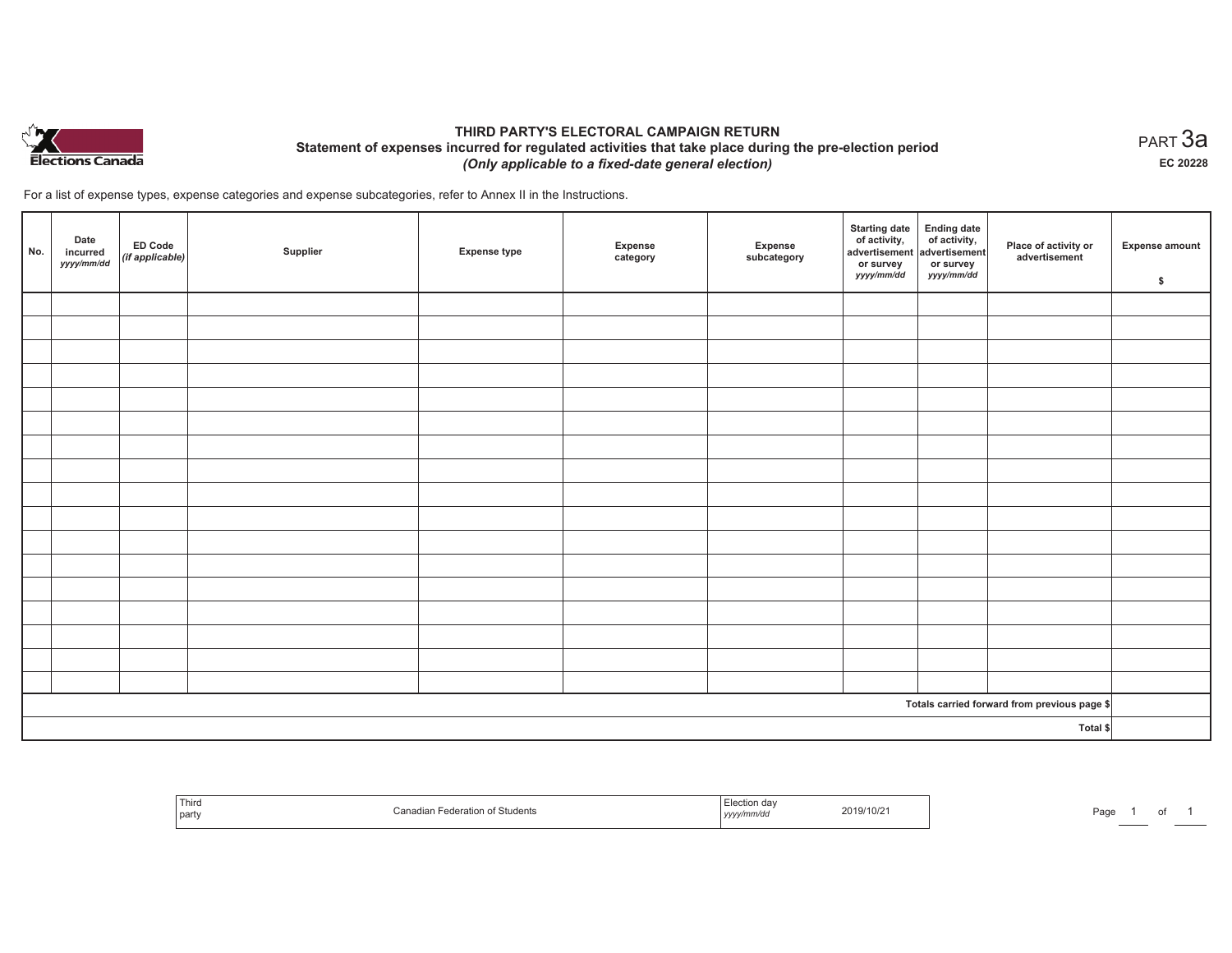# THIRD PARTY'S ELECTORAL CAMPAIGN RETURN

## Statement of expenses incurred for regulated activities that take place during the pre-election period

*(Only applicable to a fixed-date general election)*

PART 3a

EC 20228

For a list of expense types, expense categories and expense subcategories, refer to Annex II in the Instructions.

| No. | Date incurred *yyyy/mm/dd* | ED Code *(if applicable)* | Supplier | Expense type | Expense category | Expense subcategory | Starting date of activity, advertisement or survey *yyyy/mm/dd* | Ending date of activity, advertisement or survey *yyyy/mm/dd* | Place of activity or advertisement | Expense amount $ |
|---|---|---|---|---|---|---|---|---|---|---|
| | | | | | | | | | | |
| | | | | | | | | | | |
| | | | | | | | | | | |
| | | | | | | | | | | |
| | | | | | | | | | | |
| | | | | | | | | | | |
| | | | | | | | | | | |
| | | | | | | | | | | |
| | | | | | | | | | | |
| | | | | | | | | | | |
| | | | | | | | | | | |
| | | | | | | | | | | |
| | | | | | | | | | | |
| | | | | | | | | | | |
| | | | | | | | | | | |
| | | | | | | | | | | |
| | | | | | | | | | | |
| Totals carried forward from previous page $ | | | | | | | | | | |
| Total $ | | | | | | | | | | |

| Third party | Canadian Federation of Students | Election day *yyyy/mm/dd* | 2019/10/21 |
|---|---|---|---|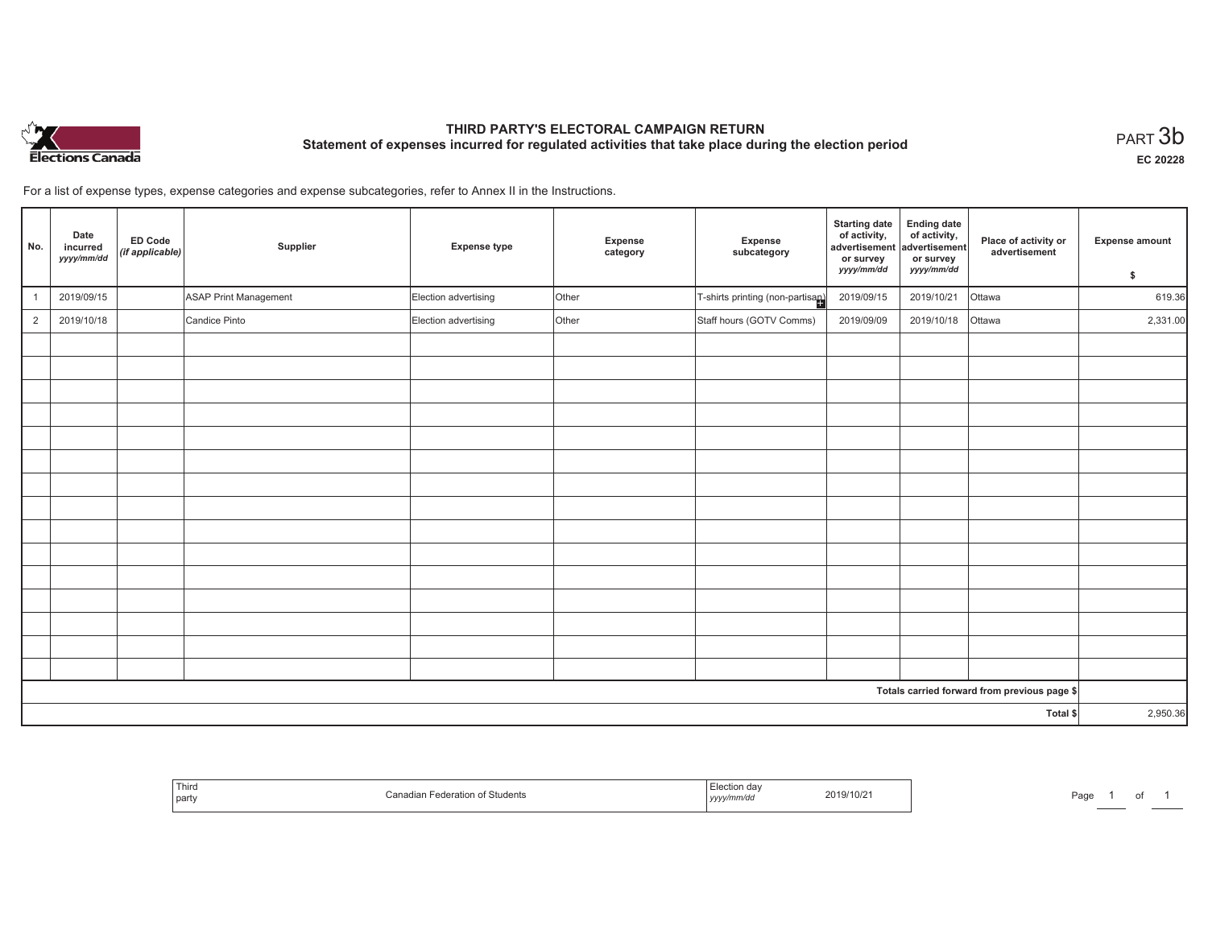Elections Canada

# THIRD PARTY'S ELECTORAL CAMPAIGN RETURN

## Statement of expenses incurred for regulated activities that take place during the election period

PART 3b

EC 20228

For a list of expense types, expense categories and expense subcategories, refer to Annex II in the Instructions.

| No. | Date incurred *yyyy/mm/dd* | ED Code *(if applicable)* | Supplier | Expense type | Expense category | Expense subcategory | Starting date of activity, advertisement or survey *yyyy/mm/dd* | Ending date of activity, advertisement or survey *yyyy/mm/dd* | Place of activity or advertisement | Expense amount $ |
|---|---|---|---|---|---|---|---|---|---|---|
| 1 | 2019/09/15 | | ASAP Print Management | Election advertising | Other | T-shirts printing (non-partisan) | 2019/09/15 | 2019/10/21 | Ottawa | 619.36 |
| 2 | 2019/10/18 | | Candice Pinto | Election advertising | Other | Staff hours (GOTV Comms) | 2019/09/09 | 2019/10/18 | Ottawa | 2,331.00 |
| | | | | | | | | | | |
| | | | | | | | | | | |
| | | | | | | | | | | |
| | | | | | | | | | | |
| | | | | | | | | | | |
| | | | | | | | | | | |
| | | | | | | | | | | |
| | | | | | | | | | | |
| | | | | | | | | | | |
| | | | | | | | | | | |
| | | | | | | | | | | |
| | | | | | | | | | | |
| | | | | | | | | | | |
| | | | | | | | | | | |
| | | | | | | | | | | |
| | | | | | | | | | Totals carried forward from previous page $ | |
| | | | | | | | | | Total $ | 2,950.36 |

| Third party | Canadian Federation of Students | Election day *yyyy/mm/dd* | 2019/10/21 |
|---|---|---|---|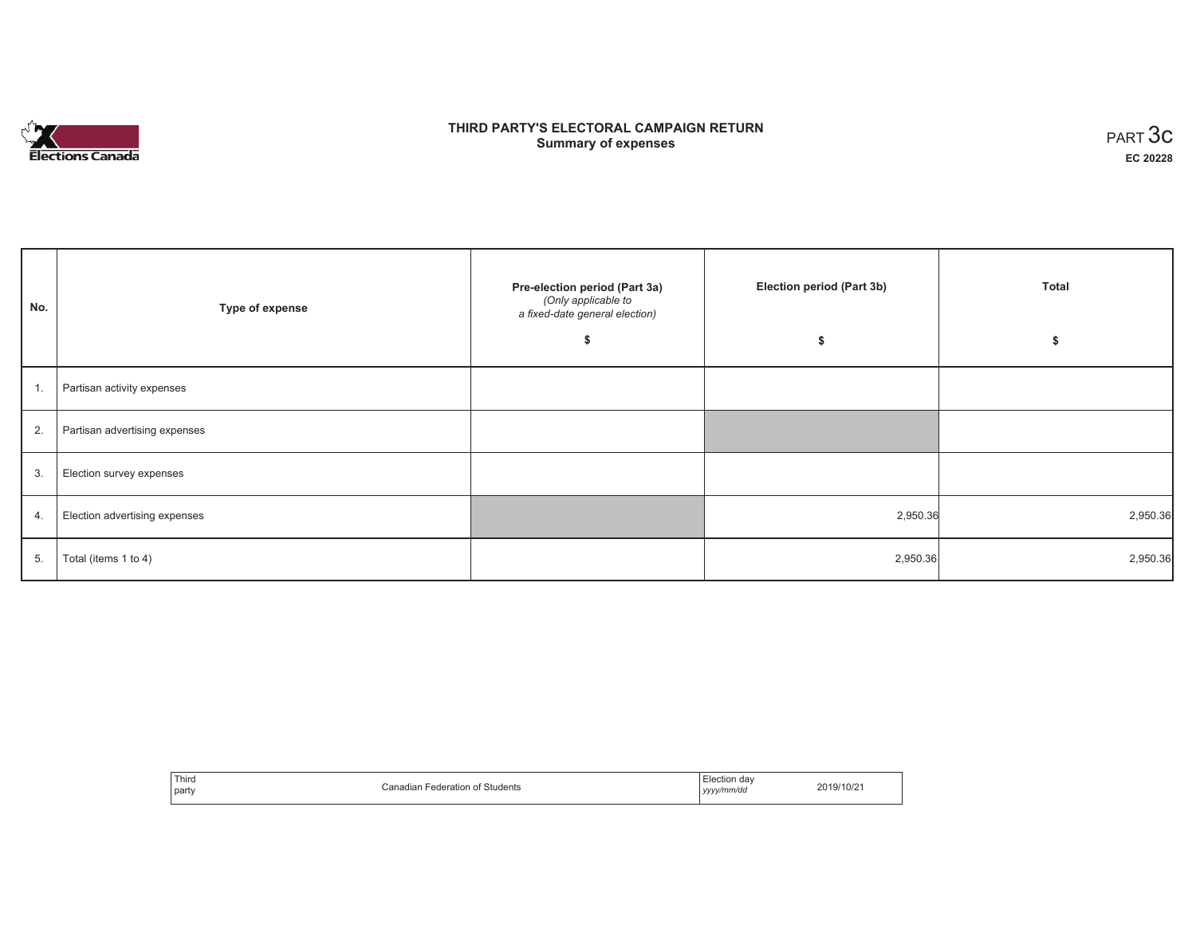# THIRD PARTY'S ELECTORAL CAMPAIGN RETURN
## Summary of expenses

PART 3c

**EC 20228**

| No. | Type of expense | Pre-election period (Part 3a) *(Only applicable to a fixed-date general election)* $ | Election period (Part 3b) $ | Total $ |
|---|---|---|---|---|
| 1. | Partisan activity expenses | | | |
| 2. | Partisan advertising expenses | | | |
| 3. | Election survey expenses | | | |
| 4. | Election advertising expenses | | 2,950.36 | 2,950.36 |
| 5. | Total (items 1 to 4) | | 2,950.36 | 2,950.36 |

| Third party | Canadian Federation of Students | Election day *yyyy/mm/dd* | 2019/10/21 |
|---|---|---|---|